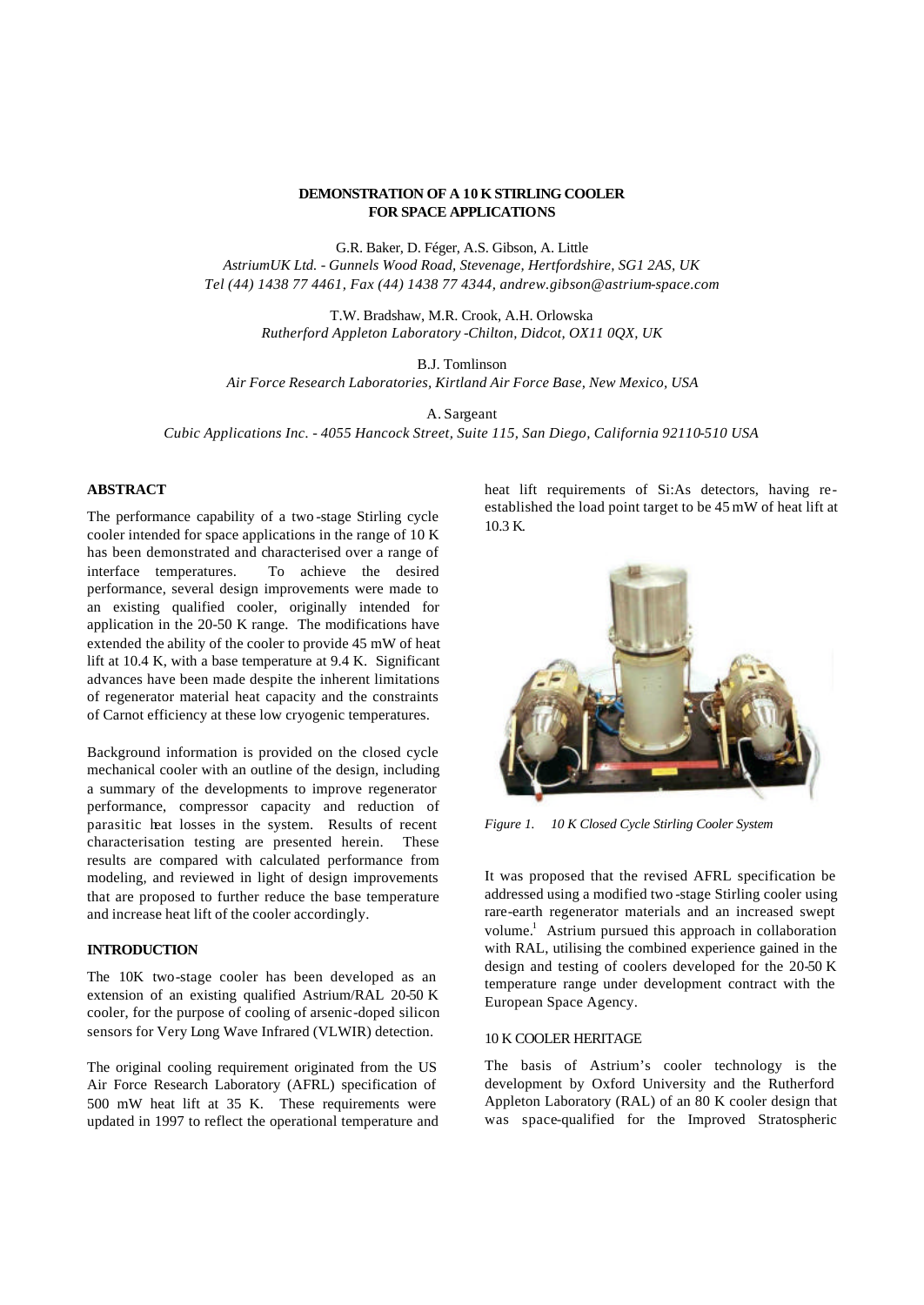# DEMONSTRATION OF A 10 K STIRLING COOLER FOR SPACE APPLICATIONS

G.R. Baker, D. Féger, A.S. Gibson, A. Little
*AstriumUK Ltd. - Gunnels Wood Road, Stevenage, Hertfordshire, SG1 2AS, UK*
*Tel (44) 1438 77 4461, Fax (44) 1438 77 4344, andrew.gibson@astrium-space.com*

T.W. Bradshaw, M.R. Crook, A.H. Orlowska
*Rutherford Appleton Laboratory -Chilton, Didcot, OX11 0QX, UK*

B.J. Tomlinson
*Air Force Research Laboratories, Kirtland Air Force Base, New Mexico, USA*

A. Sargeant
*Cubic Applications Inc. - 4055 Hancock Street, Suite 115, San Diego, California 92110-510 USA*

## ABSTRACT

The performance capability of a two-stage Stirling cycle cooler intended for space applications in the range of 10 K has been demonstrated and characterised over a range of interface temperatures. To achieve the desired performance, several design improvements were made to an existing qualified cooler, originally intended for application in the 20-50 K range. The modifications have extended the ability of the cooler to provide 45 mW of heat lift at 10.4 K, with a base temperature at 9.4 K. Significant advances have been made despite the inherent limitations of regenerator material heat capacity and the constraints of Carnot efficiency at these low cryogenic temperatures.

Background information is provided on the closed cycle mechanical cooler with an outline of the design, including a summary of the developments to improve regenerator performance, compressor capacity and reduction of parasitic heat losses in the system. Results of recent characterisation testing are presented herein. These results are compared with calculated performance from modeling, and reviewed in light of design improvements that are proposed to further reduce the base temperature and increase heat lift of the cooler accordingly.

## INTRODUCTION

The 10K two-stage cooler has been developed as an extension of an existing qualified Astrium/RAL 20-50 K cooler, for the purpose of cooling of arsenic-doped silicon sensors for Very Long Wave Infrared (VLWIR) detection.

The original cooling requirement originated from the US Air Force Research Laboratory (AFRL) specification of 500 mW heat lift at 35 K. These requirements were updated in 1997 to reflect the operational temperature and heat lift requirements of Si:As detectors, having re-established the load point target to be 45 mW of heat lift at 10.3 K.

*Figure 1. 10 K Closed Cycle Stirling Cooler System*

It was proposed that the revised AFRL specification be addressed using a modified two-stage Stirling cooler using rare-earth regenerator materials and an increased swept volume.[1] Astrium pursued this approach in collaboration with RAL, utilising the combined experience gained in the design and testing of coolers developed for the 20-50 K temperature range under development contract with the European Space Agency.

### 10 K COOLER HERITAGE

The basis of Astrium's cooler technology is the development by Oxford University and the Rutherford Appleton Laboratory (RAL) of an 80 K cooler design that was space-qualified for the Improved Stratospheric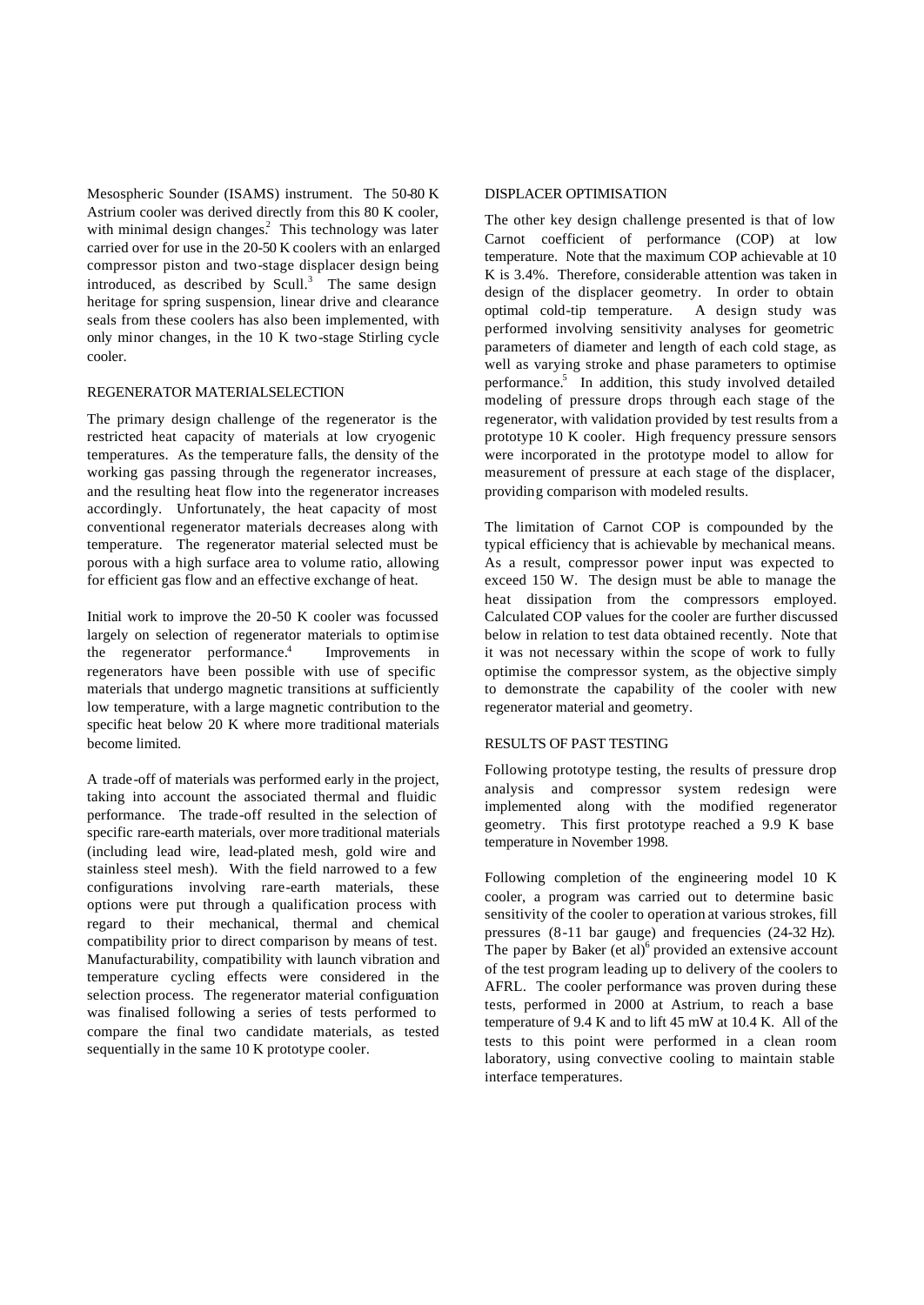Mesospheric Sounder (ISAMS) instrument. The 50-80 K Astrium cooler was derived directly from this 80 K cooler, with minimal design changes.[2] This technology was later carried over for use in the 20-50 K coolers with an enlarged compressor piston and two-stage displacer design being introduced, as described by Scull.[3] The same design heritage for spring suspension, linear drive and clearance seals from these coolers has also been implemented, with only minor changes, in the 10 K two-stage Stirling cycle cooler.

## REGENERATOR MATERIALSELECTION

The primary design challenge of the regenerator is the restricted heat capacity of materials at low cryogenic temperatures. As the temperature falls, the density of the working gas passing through the regenerator increases, and the resulting heat flow into the regenerator increases accordingly. Unfortunately, the heat capacity of most conventional regenerator materials decreases along with temperature. The regenerator material selected must be porous with a high surface area to volume ratio, allowing for efficient gas flow and an effective exchange of heat.

Initial work to improve the 20-50 K cooler was focussed largely on selection of regenerator materials to optimise the regenerator performance.[4] Improvements in regenerators have been possible with use of specific materials that undergo magnetic transitions at sufficiently low temperature, with a large magnetic contribution to the specific heat below 20 K where more traditional materials become limited.

A trade-off of materials was performed early in the project, taking into account the associated thermal and fluidic performance. The trade-off resulted in the selection of specific rare-earth materials, over more traditional materials (including lead wire, lead-plated mesh, gold wire and stainless steel mesh). With the field narrowed to a few configurations involving rare-earth materials, these options were put through a qualification process with regard to their mechanical, thermal and chemical compatibility prior to direct comparison by means of test. Manufacturability, compatibility with launch vibration and temperature cycling effects were considered in the selection process. The regenerator material configuration was finalised following a series of tests performed to compare the final two candidate materials, as tested sequentially in the same 10 K prototype cooler.

## DISPLACER OPTIMISATION

The other key design challenge presented is that of low Carnot coefficient of performance (COP) at low temperature. Note that the maximum COP achievable at 10 K is 3.4%. Therefore, considerable attention was taken in design of the displacer geometry. In order to obtain optimal cold-tip temperature. A design study was performed involving sensitivity analyses for geometric parameters of diameter and length of each cold stage, as well as varying stroke and phase parameters to optimise performance.[5] In addition, this study involved detailed modeling of pressure drops through each stage of the regenerator, with validation provided by test results from a prototype 10 K cooler. High frequency pressure sensors were incorporated in the prototype model to allow for measurement of pressure at each stage of the displacer, providing comparison with modeled results.

The limitation of Carnot COP is compounded by the typical efficiency that is achievable by mechanical means. As a result, compressor power input was expected to exceed 150 W. The design must be able to manage the heat dissipation from the compressors employed. Calculated COP values for the cooler are further discussed below in relation to test data obtained recently. Note that it was not necessary within the scope of work to fully optimise the compressor system, as the objective simply to demonstrate the capability of the cooler with new regenerator material and geometry.

## RESULTS OF PAST TESTING

Following prototype testing, the results of pressure drop analysis and compressor system redesign were implemented along with the modified regenerator geometry. This first prototype reached a 9.9 K base temperature in November 1998.

Following completion of the engineering model 10 K cooler, a program was carried out to determine basic sensitivity of the cooler to operation at various strokes, fill pressures (8-11 bar gauge) and frequencies (24-32 Hz). The paper by Baker (et al)[6] provided an extensive account of the test program leading up to delivery of the coolers to AFRL. The cooler performance was proven during these tests, performed in 2000 at Astrium, to reach a base temperature of 9.4 K and to lift 45 mW at 10.4 K. All of the tests to this point were performed in a clean room laboratory, using convective cooling to maintain stable interface temperatures.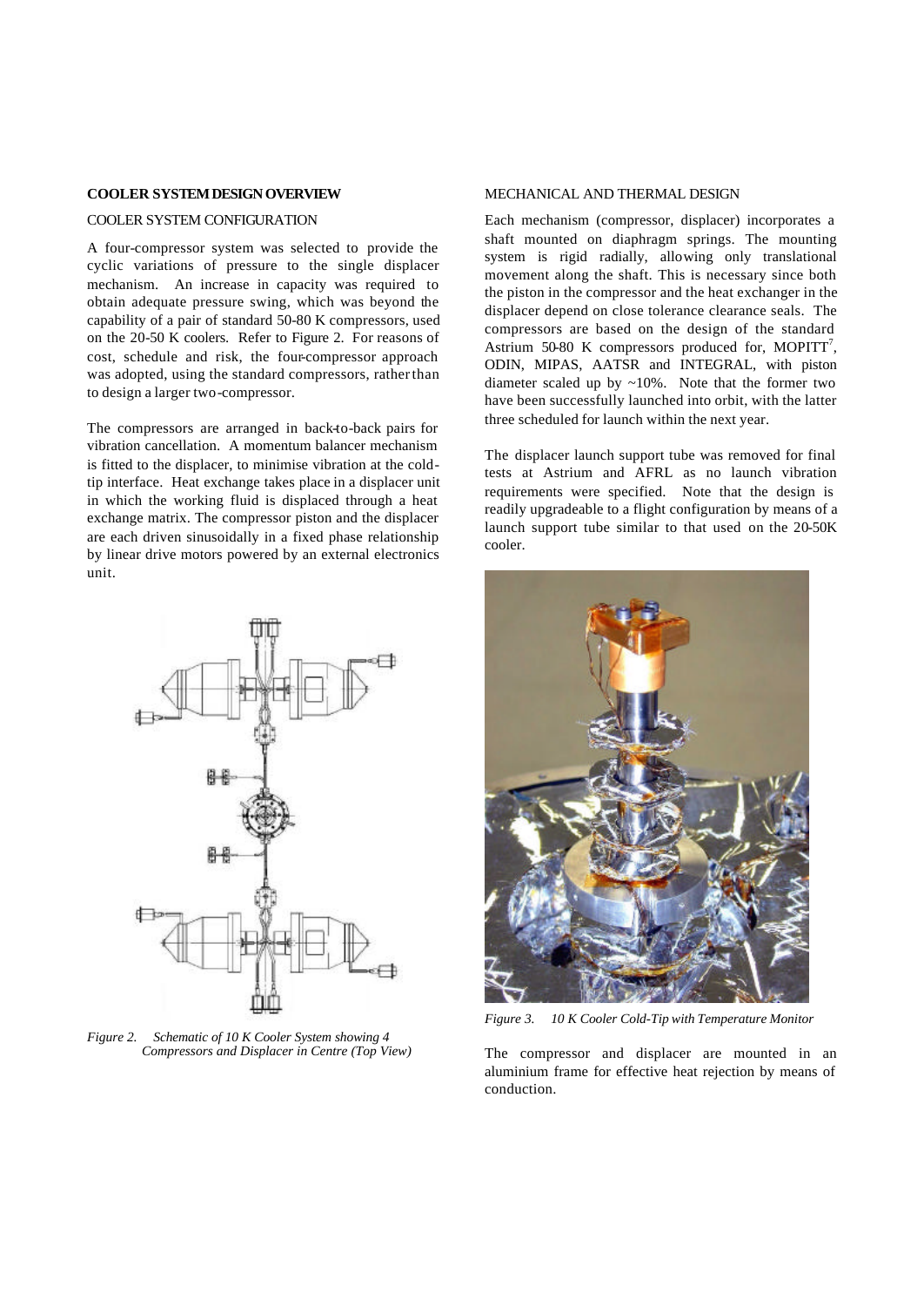## COOLER SYSTEM DESIGN OVERVIEW

### COOLER SYSTEM CONFIGURATION

A four-compressor system was selected to provide the cyclic variations of pressure to the single displacer mechanism. An increase in capacity was required to obtain adequate pressure swing, which was beyond the capability of a pair of standard 50-80 K compressors, used on the 20-50 K coolers. Refer to Figure 2. For reasons of cost, schedule and risk, the four-compressor approach was adopted, using the standard compressors, rather than to design a larger two-compressor.

The compressors are arranged in back-to-back pairs for vibration cancellation. A momentum balancer mechanism is fitted to the displacer, to minimise vibration at the cold-tip interface. Heat exchange takes place in a displacer unit in which the working fluid is displaced through a heat exchange matrix. The compressor piston and the displacer are each driven sinusoidally in a fixed phase relationship by linear drive motors powered by an external electronics unit.

*Figure 2. Schematic of 10 K Cooler System showing 4 Compressors and Displacer in Centre (Top View)*

### MECHANICAL AND THERMAL DESIGN

Each mechanism (compressor, displacer) incorporates a shaft mounted on diaphragm springs. The mounting system is rigid radially, allowing only translational movement along the shaft. This is necessary since both the piston in the compressor and the heat exchanger in the displacer depend on close tolerance clearance seals. The compressors are based on the design of the standard Astrium 50-80 K compressors produced for, MOPITT[7], ODIN, MIPAS, AATSR and INTEGRAL, with piston diameter scaled up by ~10%. Note that the former two have been successfully launched into orbit, with the latter three scheduled for launch within the next year.

The displacer launch support tube was removed for final tests at Astrium and AFRL as no launch vibration requirements were specified. Note that the design is readily upgradeable to a flight configuration by means of a launch support tube similar to that used on the 20-50K cooler.

*Figure 3. 10 K Cooler Cold-Tip with Temperature Monitor*

The compressor and displacer are mounted in an aluminium frame for effective heat rejection by means of conduction.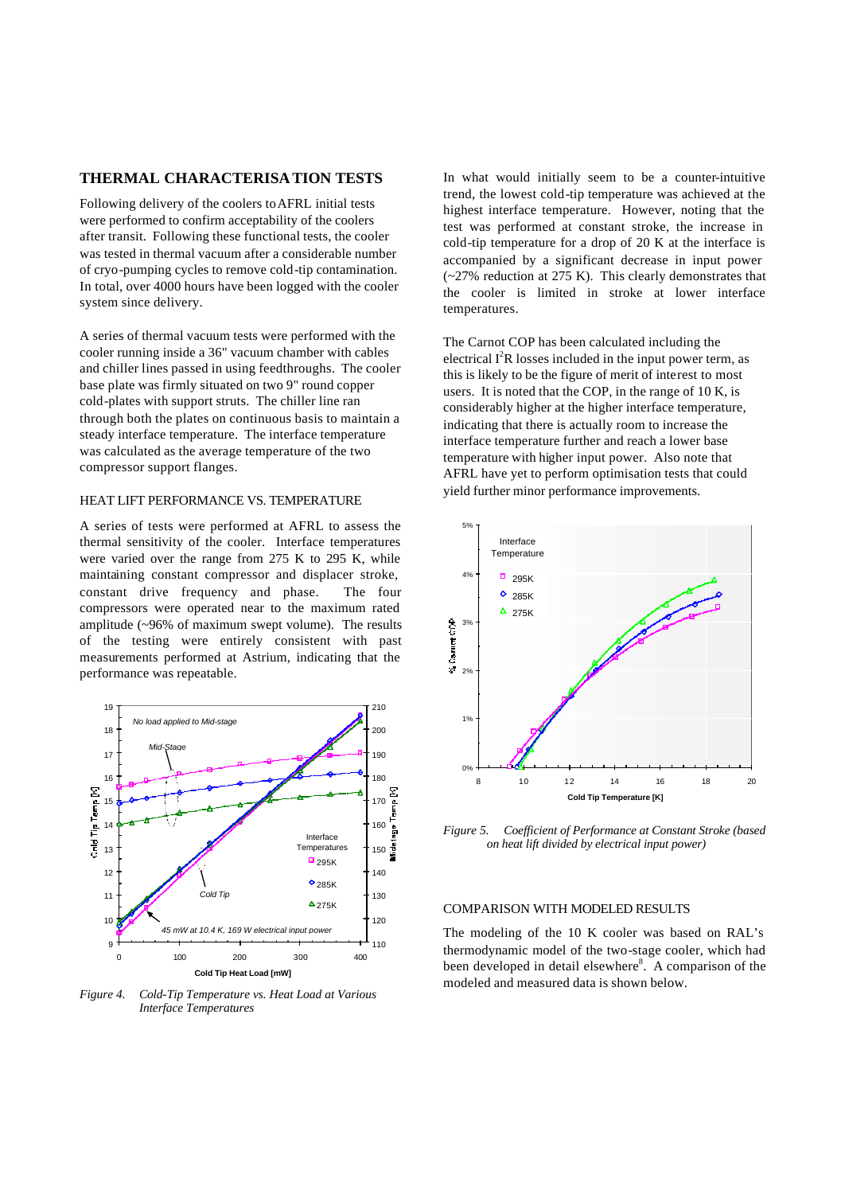## THERMAL CHARACTERISATION TESTS

Following delivery of the coolers to AFRL initial tests were performed to confirm acceptability of the coolers after transit. Following these functional tests, the cooler was tested in thermal vacuum after a considerable number of cryo-pumping cycles to remove cold-tip contamination. In total, over 4000 hours have been logged with the cooler system since delivery.

A series of thermal vacuum tests were performed with the cooler running inside a 36" vacuum chamber with cables and chiller lines passed in using feedthroughs. The cooler base plate was firmly situated on two 9" round copper cold-plates with support struts. The chiller line ran through both the plates on continuous basis to maintain a steady interface temperature. The interface temperature was calculated as the average temperature of the two compressor support flanges.

### HEAT LIFT PERFORMANCE VS. TEMPERATURE

A series of tests were performed at AFRL to assess the thermal sensitivity of the cooler. Interface temperatures were varied over the range from 275 K to 295 K, while maintaining constant compressor and displacer stroke, constant drive frequency and phase. The four compressors were operated near to the maximum rated amplitude (~96% of maximum swept volume). The results of the testing were entirely consistent with past measurements performed at Astrium, indicating that the performance was repeatable.

*Figure 4. Cold-Tip Temperature vs. Heat Load at Various Interface Temperatures*

In what would initially seem to be a counter-intuitive trend, the lowest cold-tip temperature was achieved at the highest interface temperature. However, noting that the test was performed at constant stroke, the increase in cold-tip temperature for a drop of 20 K at the interface is accompanied by a significant decrease in input power (~27% reduction at 275 K). This clearly demonstrates that the cooler is limited in stroke at lower interface temperatures.

The Carnot COP has been calculated including the electrical $I^2R$ losses included in the input power term, as this is likely to be the figure of merit of interest to most users. It is noted that the COP, in the range of 10 K, is considerably higher at the higher interface temperature, indicating that there is actually room to increase the interface temperature further and reach a lower base temperature with higher input power. Also note that AFRL have yet to perform optimisation tests that could yield further minor performance improvements.

*Figure 5. Coefficient of Performance at Constant Stroke (based on heat lift divided by electrical input power)*

### COMPARISON WITH MODELED RESULTS

The modeling of the 10 K cooler was based on RAL's thermodynamic model of the two-stage cooler, which had been developed in detail elsewhere[8]. A comparison of the modeled and measured data is shown below.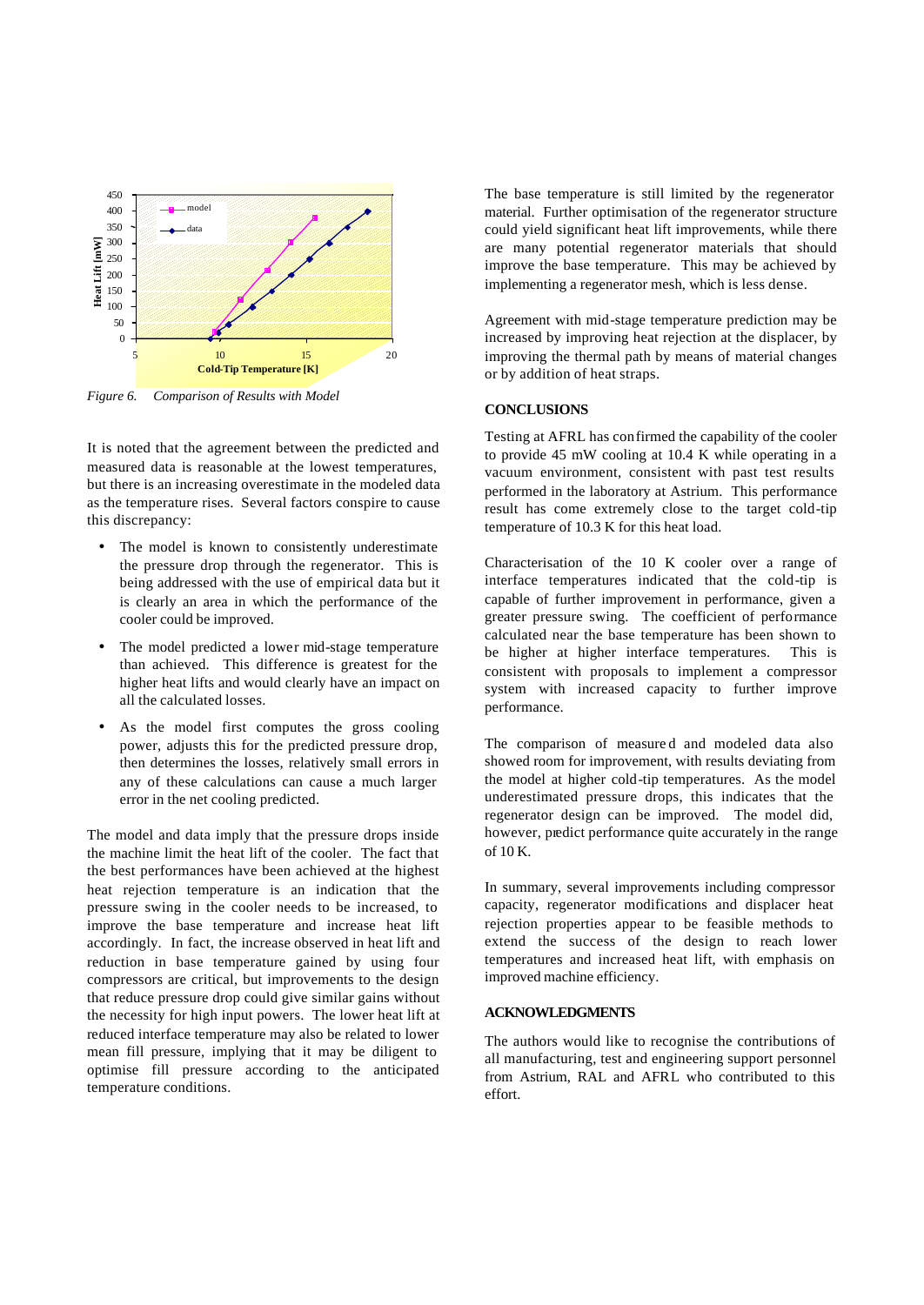*Figure 6. Comparison of Results with Model*

It is noted that the agreement between the predicted and measured data is reasonable at the lowest temperatures, but there is an increasing overestimate in the modeled data as the temperature rises. Several factors conspire to cause this discrepancy:

- The model is known to consistently underestimate the pressure drop through the regenerator. This is being addressed with the use of empirical data but it is clearly an area in which the performance of the cooler could be improved.
- The model predicted a lower mid-stage temperature than achieved. This difference is greatest for the higher heat lifts and would clearly have an impact on all the calculated losses.
- As the model first computes the gross cooling power, adjusts this for the predicted pressure drop, then determines the losses, relatively small errors in any of these calculations can cause a much larger error in the net cooling predicted.

The model and data imply that the pressure drops inside the machine limit the heat lift of the cooler. The fact that the best performances have been achieved at the highest heat rejection temperature is an indication that the pressure swing in the cooler needs to be increased, to improve the base temperature and increase heat lift accordingly. In fact, the increase observed in heat lift and reduction in base temperature gained by using four compressors are critical, but improvements to the design that reduce pressure drop could give similar gains without the necessity for high input powers. The lower heat lift at reduced interface temperature may also be related to lower mean fill pressure, implying that it may be diligent to optimise fill pressure according to the anticipated temperature conditions.

The base temperature is still limited by the regenerator material. Further optimisation of the regenerator structure could yield significant heat lift improvements, while there are many potential regenerator materials that should improve the base temperature. This may be achieved by implementing a regenerator mesh, which is less dense.

Agreement with mid-stage temperature prediction may be increased by improving heat rejection at the displacer, by improving the thermal path by means of material changes or by addition of heat straps.

## CONCLUSIONS

Testing at AFRL has confirmed the capability of the cooler to provide 45 mW cooling at 10.4 K while operating in a vacuum environment, consistent with past test results performed in the laboratory at Astrium. This performance result has come extremely close to the target cold-tip temperature of 10.3 K for this heat load.

Characterisation of the 10 K cooler over a range of interface temperatures indicated that the cold-tip is capable of further improvement in performance, given a greater pressure swing. The coefficient of performance calculated near the base temperature has been shown to be higher at higher interface temperatures. This is consistent with proposals to implement a compressor system with increased capacity to further improve performance.

The comparison of measured and modeled data also showed room for improvement, with results deviating from the model at higher cold-tip temperatures. As the model underestimated pressure drops, this indicates that the regenerator design can be improved. The model did, however, predict performance quite accurately in the range of 10 K.

In summary, several improvements including compressor capacity, regenerator modifications and displacer heat rejection properties appear to be feasible methods to extend the success of the design to reach lower temperatures and increased heat lift, with emphasis on improved machine efficiency.

## ACKNOWLEDGMENTS

The authors would like to recognise the contributions of all manufacturing, test and engineering support personnel from Astrium, RAL and AFRL who contributed to this effort.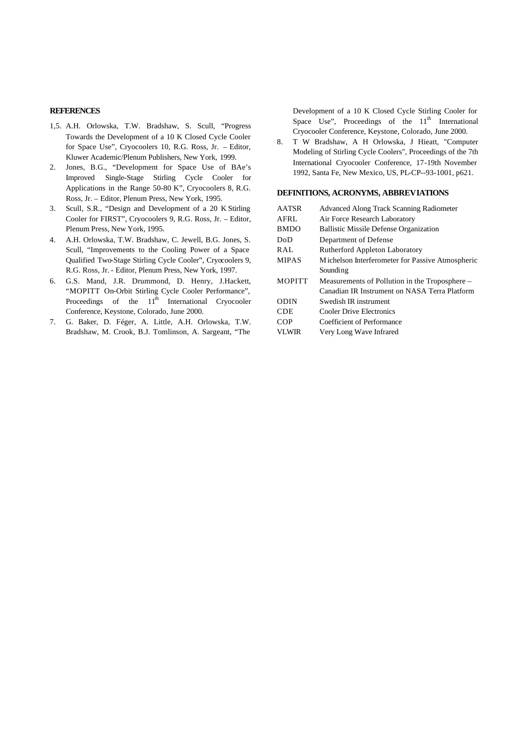## REFERENCES

1,5. A.H. Orlowska, T.W. Bradshaw, S. Scull, "Progress Towards the Development of a 10 K Closed Cycle Cooler for Space Use", Cryocoolers 10, R.G. Ross, Jr. – Editor, Kluwer Academic/Plenum Publishers, New York, 1999.

2. Jones, B.G., "Development for Space Use of BAe's Improved Single-Stage Stirling Cycle Cooler for Applications in the Range 50-80 K", Cryocoolers 8, R.G. Ross, Jr. – Editor, Plenum Press, New York, 1995.

3. Scull, S.R., "Design and Development of a 20 K Stirling Cooler for FIRST", Cryocoolers 9, R.G. Ross, Jr. – Editor, Plenum Press, New York, 1995.

4. A.H. Orlowska, T.W. Bradshaw, C. Jewell, B.G. Jones, S. Scull, "Improvements to the Cooling Power of a Space Qualified Two-Stage Stirling Cycle Cooler", Cryocoolers 9, R.G. Ross, Jr. - Editor, Plenum Press, New York, 1997.

6. G.S. Mand, J.R. Drummond, D. Henry, J.Hackett, "MOPITT On-Orbit Stirling Cycle Cooler Performance", Proceedings of the 11th International Cryocooler Conference, Keystone, Colorado, June 2000.

7. G. Baker, D. Féger, A. Little, A.H. Orlowska, T.W. Bradshaw, M. Crook, B.J. Tomlinson, A. Sargeant, "The Development of a 10 K Closed Cycle Stirling Cooler for Space Use", Proceedings of the 11th International Cryocooler Conference, Keystone, Colorado, June 2000.

8. T W Bradshaw, A H Orlowska, J Hieatt, "Computer Modeling of Stirling Cycle Coolers", Proceedings of the 7th International Cryocooler Conference, 17-19th November 1992, Santa Fe, New Mexico, US, PL-CP--93-1001, p621.

## DEFINITIONS, ACRONYMS, ABBREVIATIONS

| | |
|---|---|
| AATSR | Advanced Along Track Scanning Radiometer |
| AFRL | Air Force Research Laboratory |
| BMDO | Ballistic Missile Defense Organization |
| DoD | Department of Defense |
| RAL | Rutherford Appleton Laboratory |
| MIPAS | Michelson Interferometer for Passive Atmospheric Sounding |
| MOPITT | Measurements of Pollution in the Troposphere – Canadian IR Instrument on NASA Terra Platform |
| ODIN | Swedish IR instrument |
| CDE | Cooler Drive Electronics |
| COP | Coefficient of Performance |
| VLWIR | Very Long Wave Infrared |